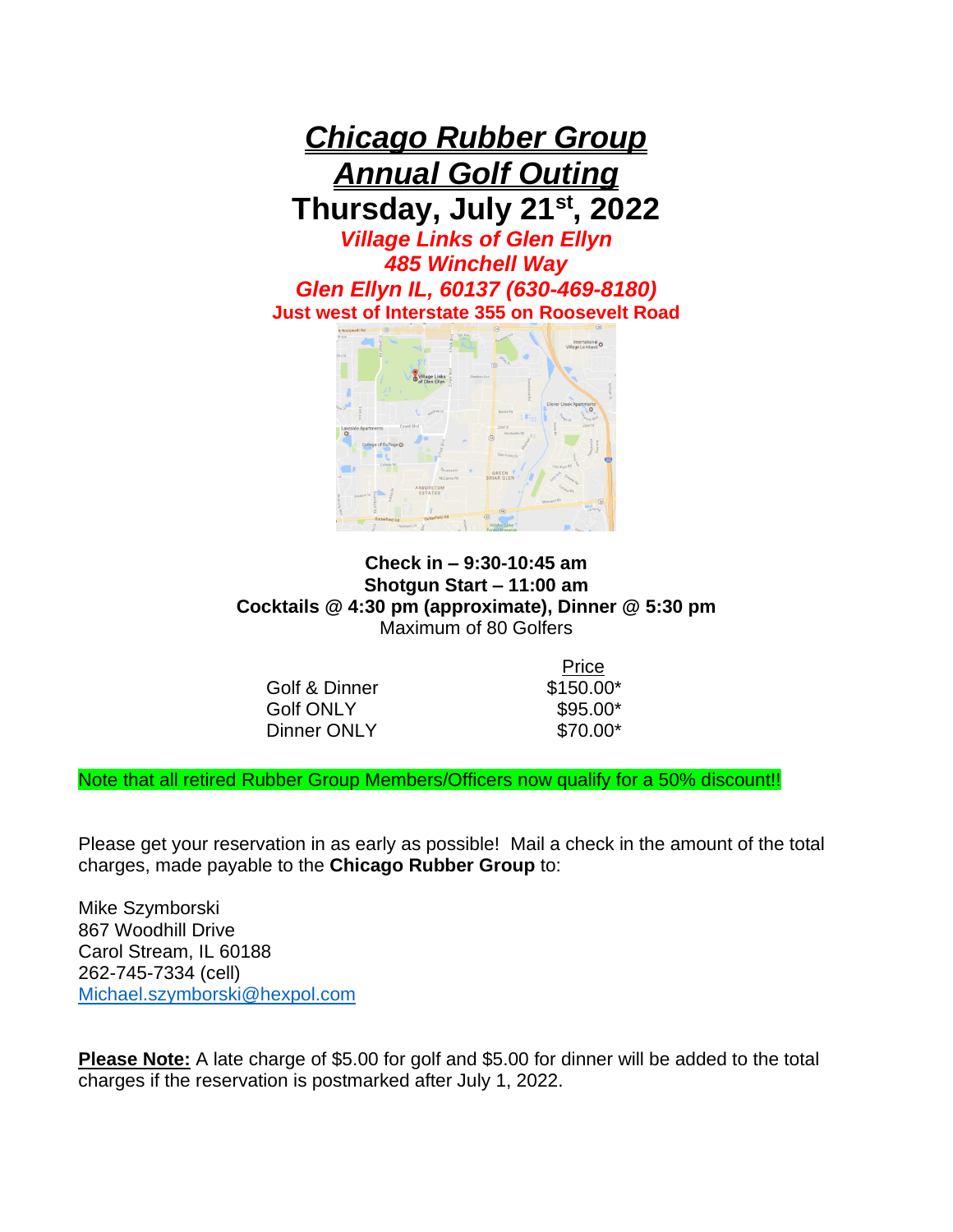# ***Chicago Rubber Group***
# ***Annual Golf Outing***
## Thursday, July 21st, 2022

***Village Links of Glen Ellyn***
***485 Winchell Way***
***Glen Ellyn IL, 60137 (630-469-8180)***
**Just west of Interstate 355 on Roosevelt Road**

**Check in – 9:30-10:45 am**
**Shotgun Start – 11:00 am**
**Cocktails @ 4:30 pm (approximate), Dinner @ 5:30 pm**
Maximum of 80 Golfers

| | Price |
|---|---|
| Golf & Dinner | $150.00* |
| Golf ONLY | $95.00* |
| Dinner ONLY | $70.00* |

Note that all retired Rubber Group Members/Officers now qualify for a 50% discount!!

Please get your reservation in as early as possible! Mail a check in the amount of the total charges, made payable to the **Chicago Rubber Group** to:

Mike Szymborski
867 Woodhill Drive
Carol Stream, IL 60188
262-745-7334 (cell)
Michael.szymborski@hexpol.com

**Please Note:** A late charge of $5.00 for golf and $5.00 for dinner will be added to the total charges if the reservation is postmarked after July 1, 2022.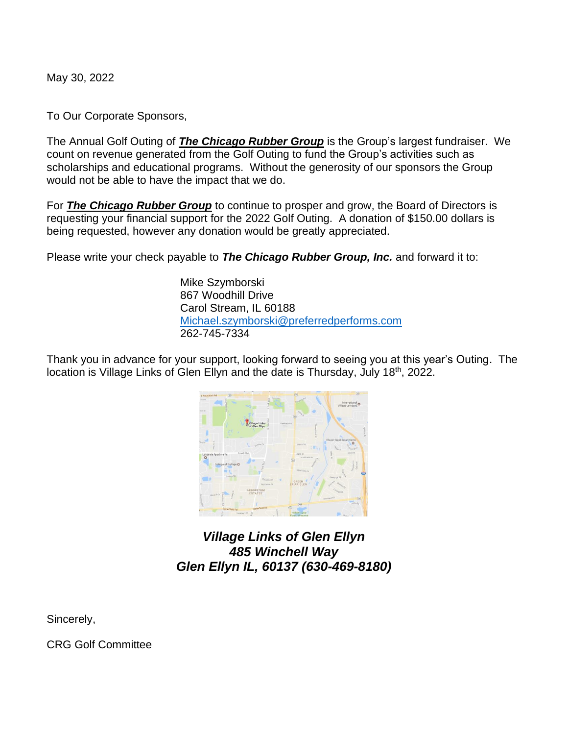May 30, 2022

To Our Corporate Sponsors,

The Annual Golf Outing of ***The Chicago Rubber Group*** is the Group's largest fundraiser. We count on revenue generated from the Golf Outing to fund the Group's activities such as scholarships and educational programs. Without the generosity of our sponsors the Group would not be able to have the impact that we do.

For ***The Chicago Rubber Group*** to continue to prosper and grow, the Board of Directors is requesting your financial support for the 2022 Golf Outing. A donation of $150.00 dollars is being requested, however any donation would be greatly appreciated.

Please write your check payable to ***The Chicago Rubber Group, Inc.*** and forward it to:

Mike Szymborski
867 Woodhill Drive
Carol Stream, IL 60188
Michael.szymborski@preferredperforms.com
262-745-7334

Thank you in advance for your support, looking forward to seeing you at this year's Outing. The location is Village Links of Glen Ellyn and the date is Thursday, July 18th, 2022.

***Village Links of Glen Ellyn***
***485 Winchell Way***
***Glen Ellyn IL, 60137 (630-469-8180)***

Sincerely,

CRG Golf Committee